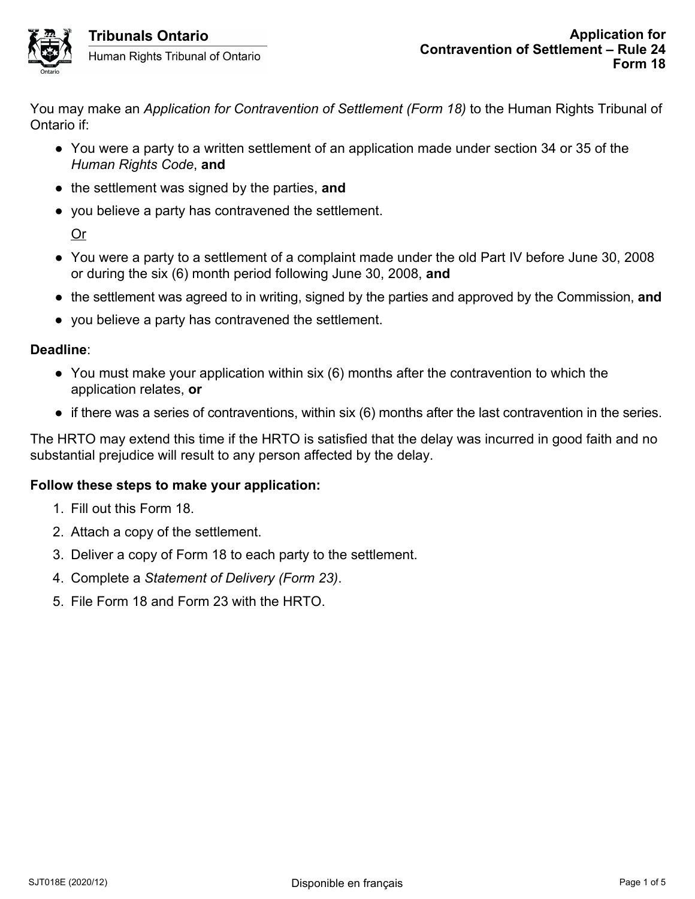**Tribunals Ontario**
Human Rights Tribunal of Ontario

# Application for Contravention of Settlement – Rule 24
## Form 18

You may make an *Application for Contravention of Settlement (Form 18)* to the Human Rights Tribunal of Ontario if:

- You were a party to a written settlement of an application made under section 34 or 35 of the *Human Rights Code*, **and**
- the settlement was signed by the parties, **and**
- you believe a party has contravened the settlement.

  Or

- You were a party to a settlement of a complaint made under the old Part IV before June 30, 2008 or during the six (6) month period following June 30, 2008, **and**
- the settlement was agreed to in writing, signed by the parties and approved by the Commission, **and**
- you believe a party has contravened the settlement.

**Deadline**:

- You must make your application within six (6) months after the contravention to which the application relates, **or**
- if there was a series of contraventions, within six (6) months after the last contravention in the series.

The HRTO may extend this time if the HRTO is satisfied that the delay was incurred in good faith and no substantial prejudice will result to any person affected by the delay.

**Follow these steps to make your application:**

1. Fill out this Form 18.
2. Attach a copy of the settlement.
3. Deliver a copy of Form 18 to each party to the settlement.
4. Complete a *Statement of Delivery (Form 23)*.
5. File Form 18 and Form 23 with the HRTO.

SJT018E (2020/12) Disponible en français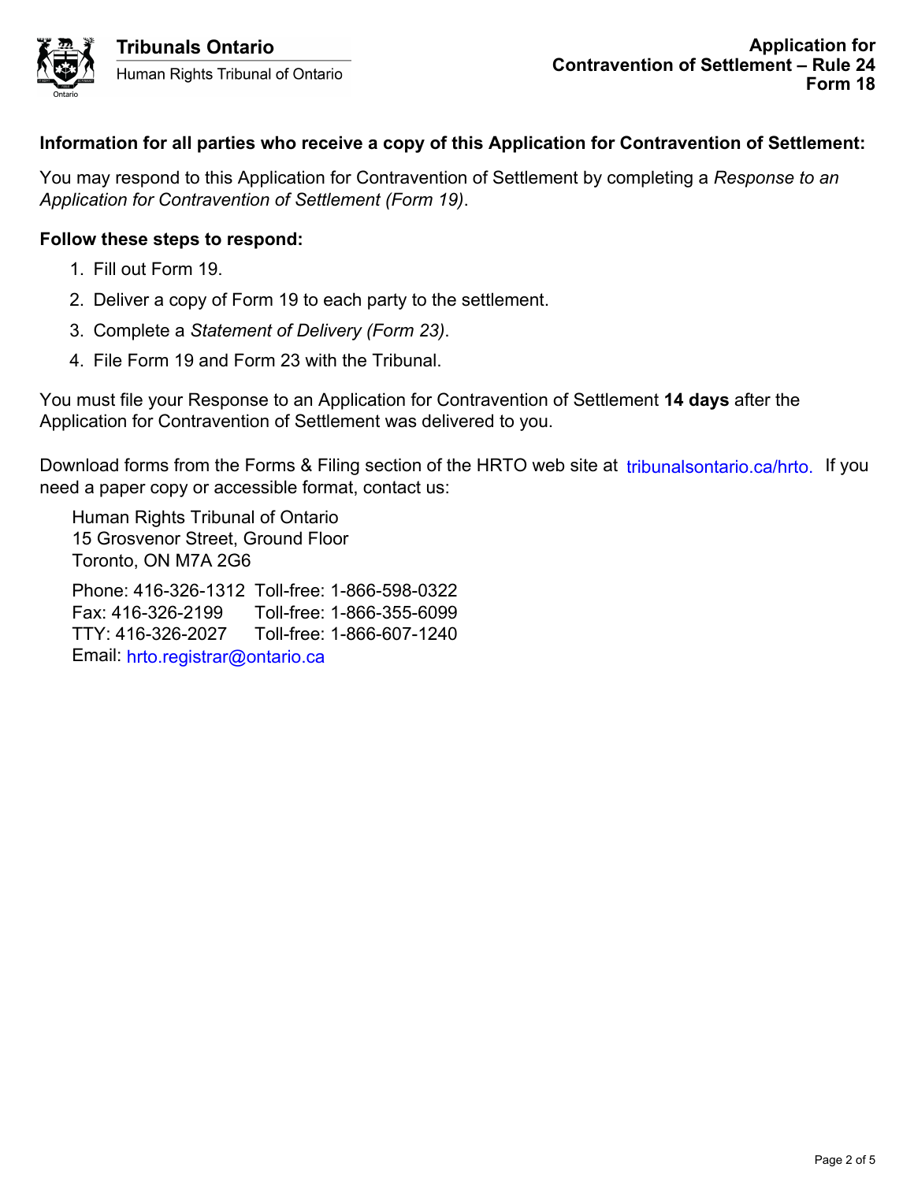**Information for all parties who receive a copy of this Application for Contravention of Settlement:**

You may respond to this Application for Contravention of Settlement by completing a *Response to an Application for Contravention of Settlement (Form 19)*.

**Follow these steps to respond:**

1. Fill out Form 19.
2. Deliver a copy of Form 19 to each party to the settlement.
3. Complete a *Statement of Delivery (Form 23)*.
4. File Form 19 and Form 23 with the Tribunal.

You must file your Response to an Application for Contravention of Settlement **14 days** after the Application for Contravention of Settlement was delivered to you.

Download forms from the Forms & Filing section of the HRTO web site at tribunalsontario.ca/hrto. If you need a paper copy or accessible format, contact us:

Human Rights Tribunal of Ontario
15 Grosvenor Street, Ground Floor
Toronto, ON M7A 2G6

Phone: 416-326-1312 Toll-free: 1-866-598-0322
Fax: 416-326-2199 Toll-free: 1-866-355-6099
TTY: 416-326-2027 Toll-free: 1-866-607-1240
Email: hrto.registrar@ontario.ca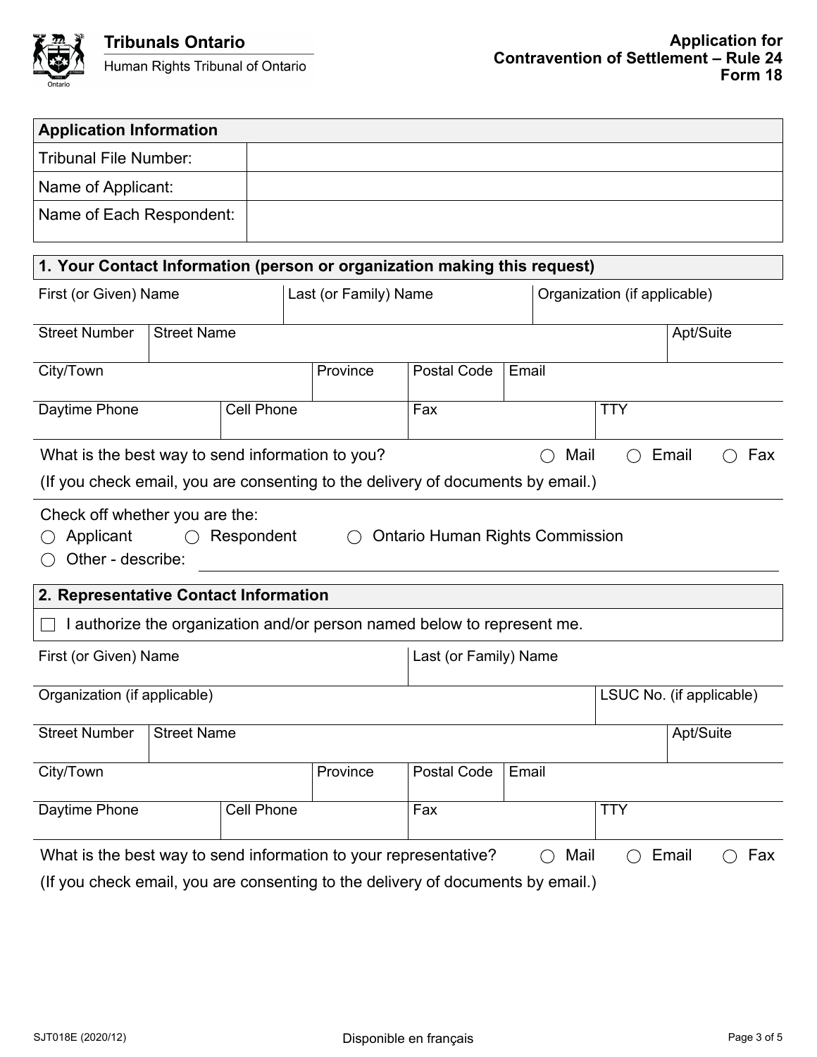**Tribunals Ontario**
Human Rights Tribunal of Ontario

**Application for Contravention of Settlement – Rule 24**
**Form 18**

| **Application Information** | |
|---|---|
| Tribunal File Number: | |
| Name of Applicant: | |
| Name of Each Respondent: | |

## 1. Your Contact Information (person or organization making this request)

| First (or Given) Name | Last (or Family) Name | Organization (if applicable) |
|---|---|---|
| | | |

| Street Number | Street Name | Apt/Suite |
|---|---|---|
| | | |

| City/Town | Province | Postal Code | Email |
|---|---|---|---|
| | | | |

| Daytime Phone | Cell Phone | Fax | TTY |
|---|---|---|---|
| | | | |

What is the best way to send information to you? ◯ Mail ◯ Email ◯ Fax
(If you check email, you are consenting to the delivery of documents by email.)

Check off whether you are the:
◯ Applicant ◯ Respondent ◯ Ontario Human Rights Commission
◯ Other - describe: ____________________

## 2. Representative Contact Information

☐ I authorize the organization and/or person named below to represent me.

| First (or Given) Name | Last (or Family) Name |
|---|---|
| | |

| Organization (if applicable) | LSUC No. (if applicable) |
|---|---|
| | |

| Street Number | Street Name | Apt/Suite |
|---|---|---|
| | | |

| City/Town | Province | Postal Code | Email |
|---|---|---|---|
| | | | |

| Daytime Phone | Cell Phone | Fax | TTY |
|---|---|---|---|
| | | | |

What is the best way to send information to your representative? ◯ Mail ◯ Email ◯ Fax
(If you check email, you are consenting to the delivery of documents by email.)

SJT018E (2020/12) Disponible en français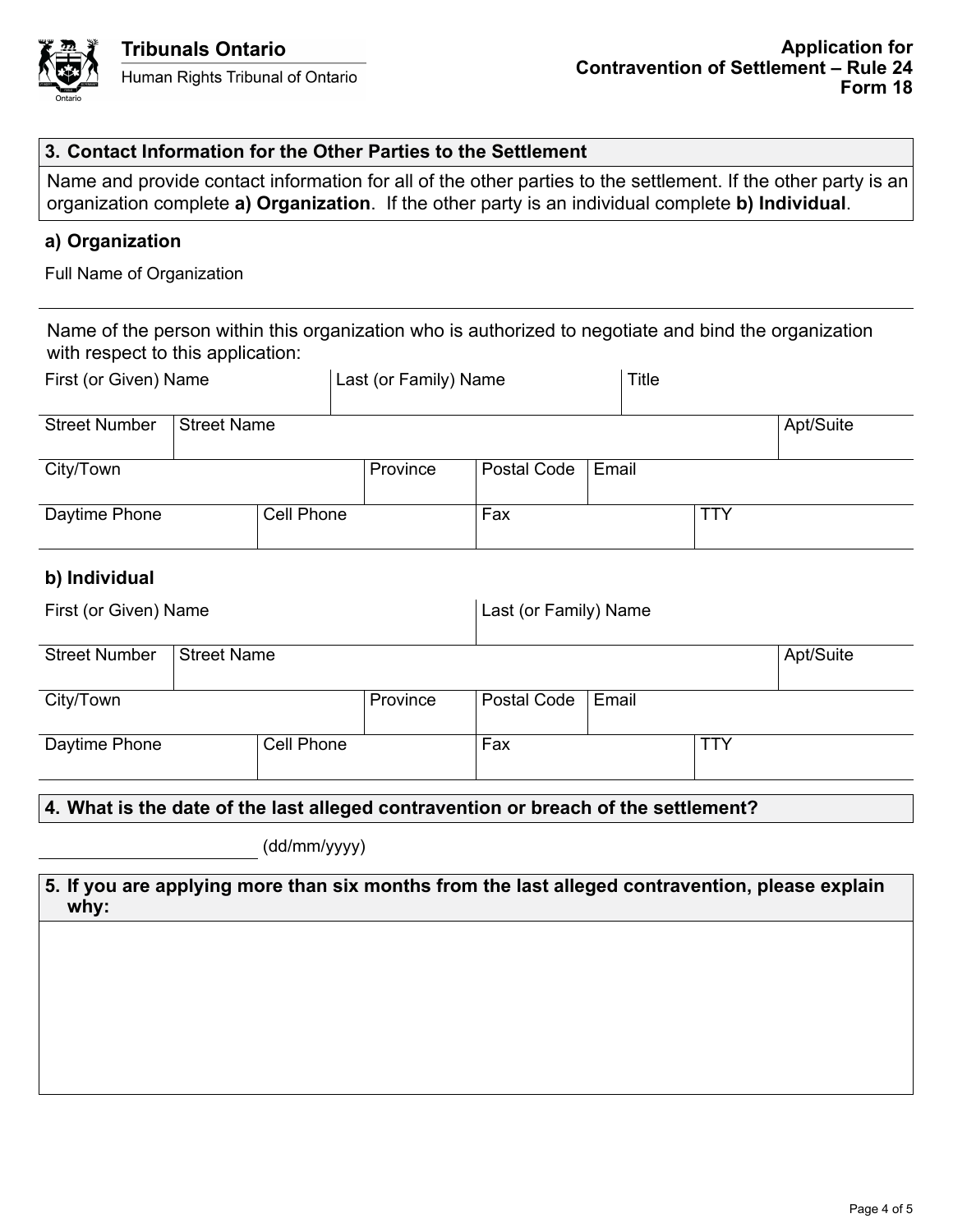## 3. Contact Information for the Other Parties to the Settlement

Name and provide contact information for all of the other parties to the settlement. If the other party is an organization complete **a) Organization**. If the other party is an individual complete **b) Individual**.

### a) Organization

Full Name of Organization

Name of the person within this organization who is authorized to negotiate and bind the organization with respect to this application:

| First (or Given) Name | Last (or Family) Name | Title |
|---|---|---|
| | | |

| Street Number | Street Name | Apt/Suite |
|---|---|---|
| | | |

| City/Town | Province | Postal Code | Email |
|---|---|---|---|
| | | | |

| Daytime Phone | Cell Phone | Fax | TTY |
|---|---|---|---|
| | | | |

### b) Individual

| First (or Given) Name | Last (or Family) Name |
|---|---|
| | |

| Street Number | Street Name | Apt/Suite |
|---|---|---|
| | | |

| City/Town | Province | Postal Code | Email |
|---|---|---|---|
| | | | |

| Daytime Phone | Cell Phone | Fax | TTY |
|---|---|---|---|
| | | | |

## 4. What is the date of the last alleged contravention or breach of the settlement?

_______________ (dd/mm/yyyy)

## 5. If you are applying more than six months from the last alleged contravention, please explain why: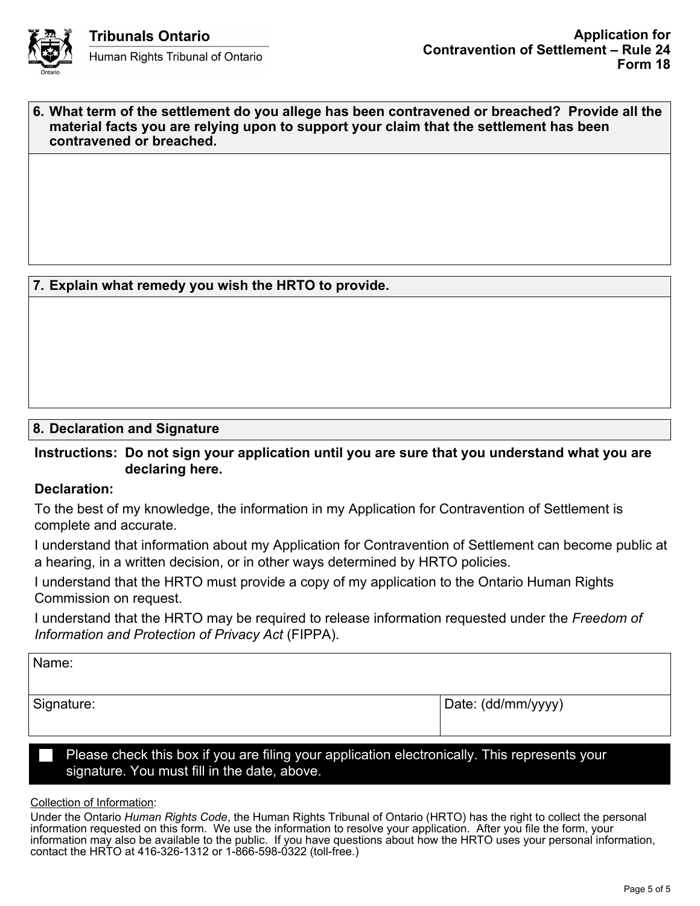**6. What term of the settlement do you allege has been contravened or breached? Provide all the material facts you are relying upon to support your claim that the settlement has been contravened or breached.**

**7. Explain what remedy you wish the HRTO to provide.**

**8. Declaration and Signature**

**Instructions: Do not sign your application until you are sure that you understand what you are declaring here.**

**Declaration:**

To the best of my knowledge, the information in my Application for Contravention of Settlement is complete and accurate.

I understand that information about my Application for Contravention of Settlement can become public at a hearing, in a written decision, or in other ways determined by HRTO policies.

I understand that the HRTO must provide a copy of my application to the Ontario Human Rights Commission on request.

I understand that the HRTO may be required to release information requested under the *Freedom of Information and Protection of Privacy Act* (FIPPA).

| | |
|---|---|
| Name: | |
| Signature: | Date: (dd/mm/yyyy) |

☐ Please check this box if you are filing your application electronically. This represents your signature. You must fill in the date, above.

Collection of Information:

Under the Ontario *Human Rights Code*, the Human Rights Tribunal of Ontario (HRTO) has the right to collect the personal information requested on this form. We use the information to resolve your application. After you file the form, your information may also be available to the public. If you have questions about how the HRTO uses your personal information, contact the HRTO at 416-326-1312 or 1-866-598-0322 (toll-free.)